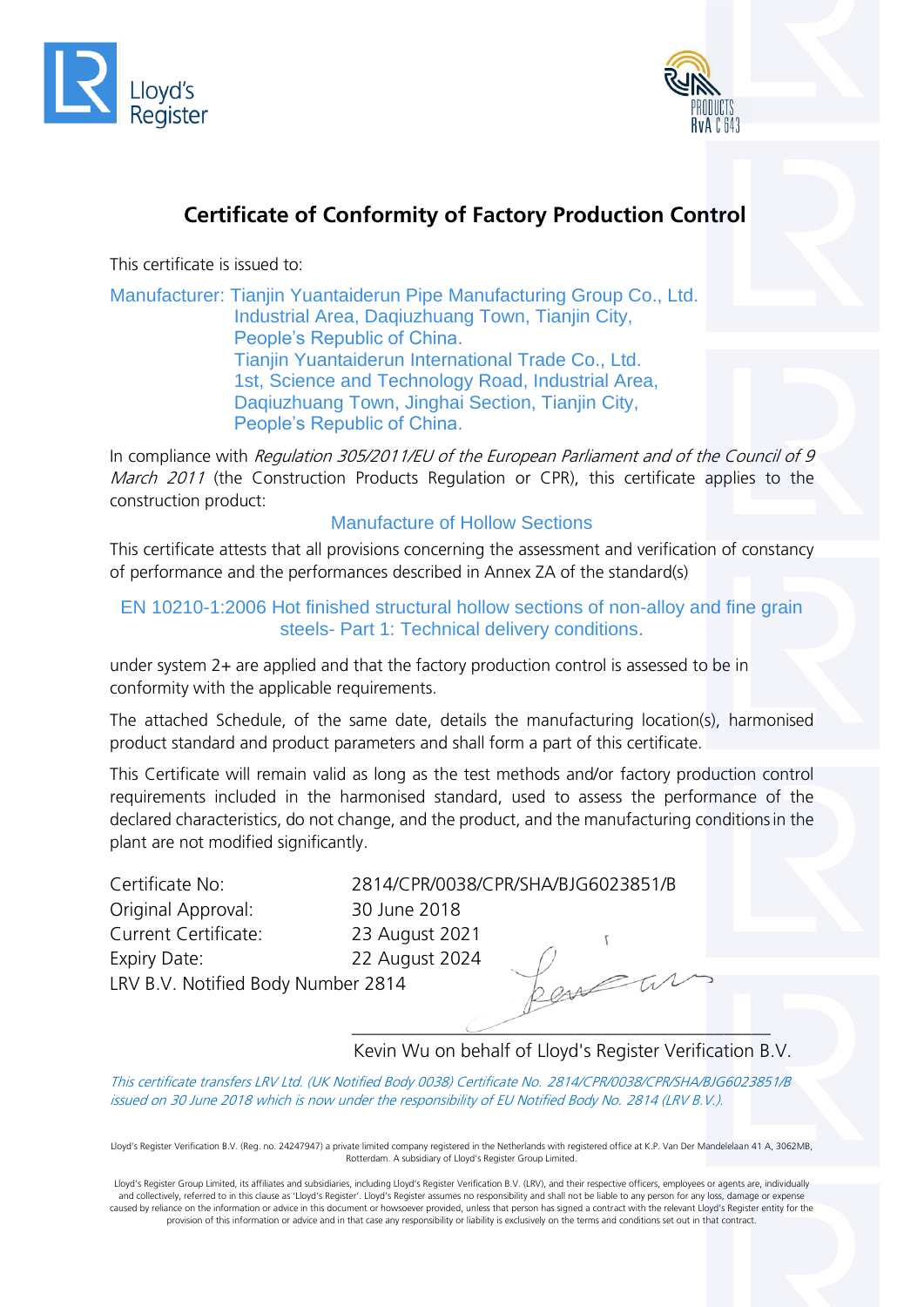Lloyd's Register

PRODUCTS RvA C 643

# Certificate of Conformity of Factory Production Control

This certificate is issued to:

Manufacturer: Tianjin Yuantaiderun Pipe Manufacturing Group Co., Ltd.
Industrial Area, Daqiuzhuang Town, Tianjin City,
People's Republic of China.
Tianjin Yuantaiderun International Trade Co., Ltd.
1st, Science and Technology Road, Industrial Area,
Daqiuzhuang Town, Jinghai Section, Tianjin City,
People's Republic of China.

In compliance with *Regulation 305/2011/EU of the European Parliament and of the Council of 9 March 2011* (the Construction Products Regulation or CPR), this certificate applies to the construction product:

Manufacture of Hollow Sections

This certificate attests that all provisions concerning the assessment and verification of constancy of performance and the performances described in Annex ZA of the standard(s)

EN 10210-1:2006 Hot finished structural hollow sections of non-alloy and fine grain steels- Part 1: Technical delivery conditions.

under system 2+ are applied and that the factory production control is assessed to be in conformity with the applicable requirements.

The attached Schedule, of the same date, details the manufacturing location(s), harmonised product standard and product parameters and shall form a part of this certificate.

This Certificate will remain valid as long as the test methods and/or factory production control requirements included in the harmonised standard, used to assess the performance of the declared characteristics, do not change, and the product, and the manufacturing conditions in the plant are not modified significantly.

Certificate No: 2814/CPR/0038/CPR/SHA/BJG6023851/B
Original Approval: 30 June 2018
Current Certificate: 23 August 2021
Expiry Date: 22 August 2024
LRV B.V. Notified Body Number 2814

Kevin Wu on behalf of Lloyd's Register Verification B.V.

*This certificate transfers LRV Ltd. (UK Notified Body 0038) Certificate No. 2814/CPR/0038/CPR/SHA/BJG6023851/B issued on 30 June 2018 which is now under the responsibility of EU Notified Body No. 2814 (LRV B.V.).*

Lloyd's Register Verification B.V. (Reg. no. 24247947) a private limited company registered in the Netherlands with registered office at K.P. Van Der Mandelelaan 41 A, 3062MB, Rotterdam. A subsidiary of Lloyd's Register Group Limited.

Lloyd's Register Group Limited, its affiliates and subsidiaries, including Lloyd's Register Verification B.V. (LRV), and their respective officers, employees or agents are, individually and collectively, referred to in this clause as 'Lloyd's Register'. Lloyd's Register assumes no responsibility and shall not be liable to any person for any loss, damage or expense caused by reliance on the information or advice in this document or howsoever provided, unless that person has signed a contract with the relevant Lloyd's Register entity for the provision of this information or advice and in that case any responsibility or liability is exclusively on the terms and conditions set out in that contract.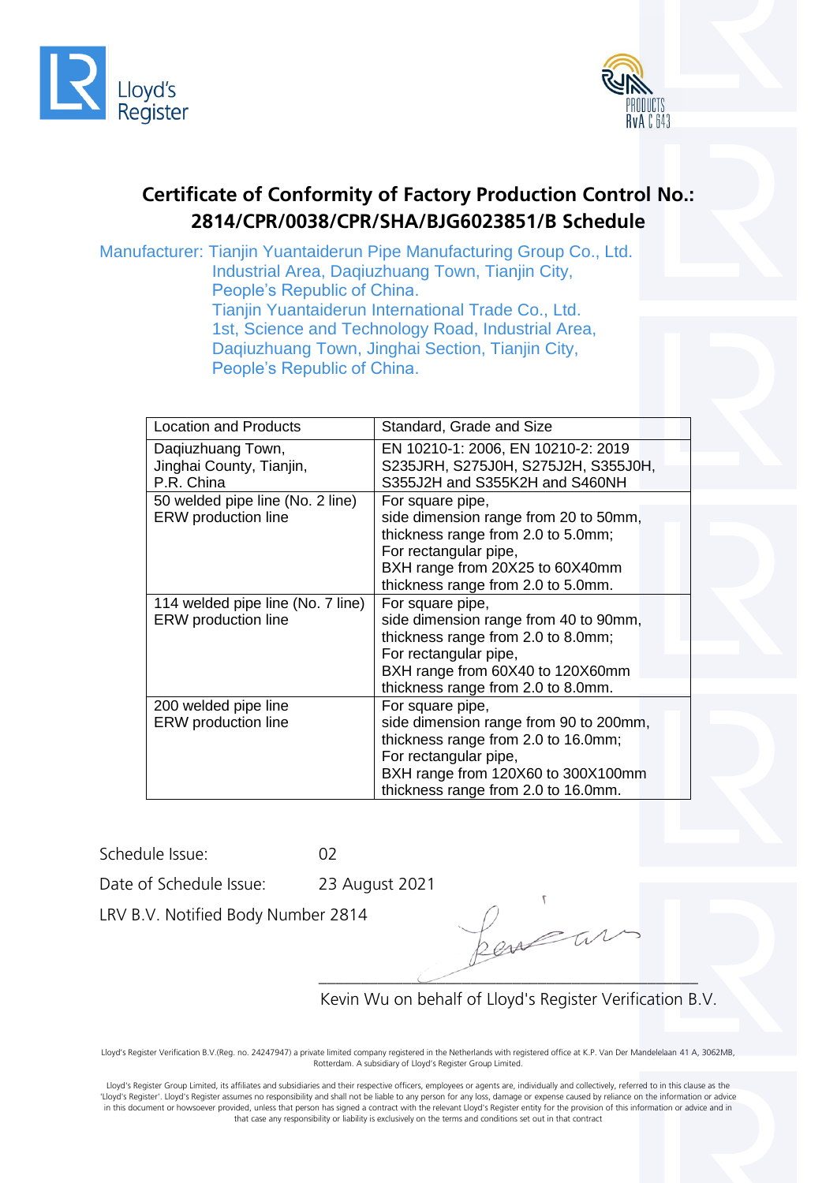# Certificate of Conformity of Factory Production Control No.: 2814/CPR/0038/CPR/SHA/BJG6023851/B Schedule

Manufacturer: Tianjin Yuantaiderun Pipe Manufacturing Group Co., Ltd.
Industrial Area, Daqiuzhuang Town, Tianjin City,
People's Republic of China.
Tianjin Yuantaiderun International Trade Co., Ltd.
1st, Science and Technology Road, Industrial Area,
Daqiuzhuang Town, Jinghai Section, Tianjin City,
People's Republic of China.

| Location and Products | Standard, Grade and Size |
|---|---|
| Daqiuzhuang Town, Jinghai County, Tianjin, P.R. China | EN 10210-1: 2006, EN 10210-2: 2019 S235JRH, S275J0H, S275J2H, S355J0H, S355J2H and S355K2H and S460NH |
| 50 welded pipe line (No. 2 line) ERW production line | For square pipe, side dimension range from 20 to 50mm, thickness range from 2.0 to 5.0mm; For rectangular pipe, BXH range from 20X25 to 60X40mm thickness range from 2.0 to 5.0mm. |
| 114 welded pipe line (No. 7 line) ERW production line | For square pipe, side dimension range from 40 to 90mm, thickness range from 2.0 to 8.0mm; For rectangular pipe, BXH range from 60X40 to 120X60mm thickness range from 2.0 to 8.0mm. |
| 200 welded pipe line ERW production line | For square pipe, side dimension range from 90 to 200mm, thickness range from 2.0 to 16.0mm; For rectangular pipe, BXH range from 120X60 to 300X100mm thickness range from 2.0 to 16.0mm. |

Schedule Issue: 02

Date of Schedule Issue: 23 August 2021

LRV B.V. Notified Body Number 2814

Kevin Wu on behalf of Lloyd's Register Verification B.V.

Lloyd's Register Verification B.V.(Reg. no. 24247947) a private limited company registered in the Netherlands with registered office at K.P. Van Der Mandelelaan 41 A, 3062MB, Rotterdam. A subsidiary of Lloyd's Register Group Limited.

Lloyd's Register Group Limited, its affiliates and subsidiaries and their respective officers, employees or agents are, individually and collectively, referred to in this clause as the 'Lloyd's Register'. Lloyd's Register assumes no responsibility and shall not be liable to any person for any loss, damage or expense caused by reliance on the information or advice in this document or howsoever provided, unless that person has signed a contract with the relevant Lloyd's Register entity for the provision of this information or advice and in that case any responsibility or liability is exclusively on the terms and conditions set out in that contract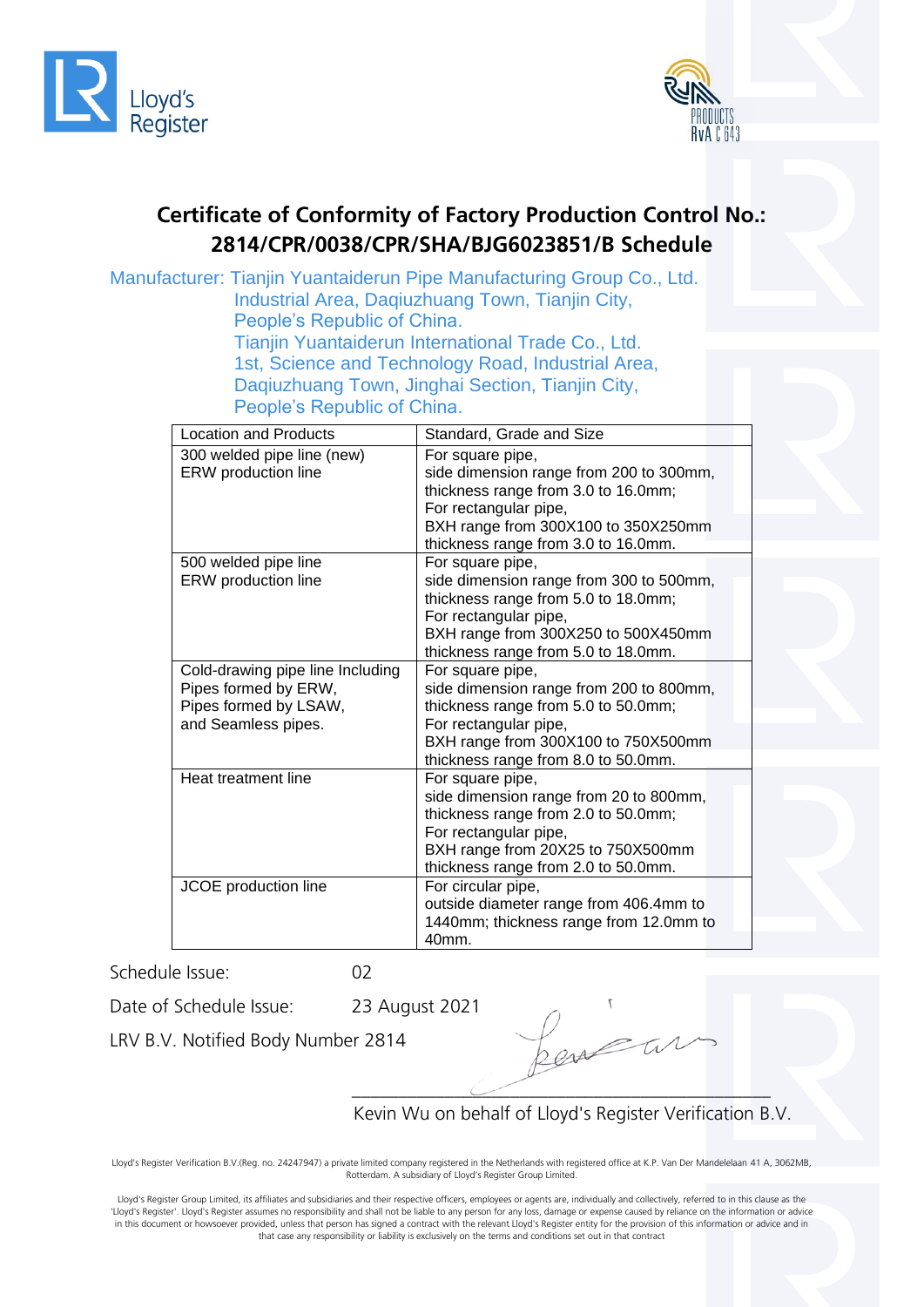# Certificate of Conformity of Factory Production Control No.: 2814/CPR/0038/CPR/SHA/BJG6023851/B Schedule

Manufacturer: Tianjin Yuantaiderun Pipe Manufacturing Group Co., Ltd.
Industrial Area, Daqiuzhuang Town, Tianjin City,
People's Republic of China.
Tianjin Yuantaiderun International Trade Co., Ltd.
1st, Science and Technology Road, Industrial Area,
Daqiuzhuang Town, Jinghai Section, Tianjin City,
People's Republic of China.

| Location and Products | Standard, Grade and Size |
|---|---|
| 300 welded pipe line (new) ERW production line | For square pipe, side dimension range from 200 to 300mm, thickness range from 3.0 to 16.0mm; For rectangular pipe, BXH range from 300X100 to 350X250mm thickness range from 3.0 to 16.0mm. |
| 500 welded pipe line ERW production line | For square pipe, side dimension range from 300 to 500mm, thickness range from 5.0 to 18.0mm; For rectangular pipe, BXH range from 300X250 to 500X450mm thickness range from 5.0 to 18.0mm. |
| Cold-drawing pipe line Including Pipes formed by ERW, Pipes formed by LSAW, and Seamless pipes. | For square pipe, side dimension range from 200 to 800mm, thickness range from 5.0 to 50.0mm; For rectangular pipe, BXH range from 300X100 to 750X500mm thickness range from 8.0 to 50.0mm. |
| Heat treatment line | For square pipe, side dimension range from 20 to 800mm, thickness range from 2.0 to 50.0mm; For rectangular pipe, BXH range from 20X25 to 750X500mm thickness range from 2.0 to 50.0mm. |
| JCOE production line | For circular pipe, outside diameter range from 406.4mm to 1440mm; thickness range from 12.0mm to 40mm. |

Schedule Issue: 02

Date of Schedule Issue: 23 August 2021

LRV B.V. Notified Body Number 2814

Kevin Wu on behalf of Lloyd's Register Verification B.V.

Lloyd's Register Verification B.V.(Reg. no. 24247947) a private limited company registered in the Netherlands with registered office at K.P. Van Der Mandelelaan 41 A, 3062MB, Rotterdam. A subsidiary of Lloyd's Register Group Limited.

Lloyd's Register Group Limited, its affiliates and subsidiaries and their respective officers, employees or agents are, individually and collectively, referred to in this clause as the 'Lloyd's Register'. Lloyd's Register assumes no responsibility and shall not be liable to any person for any loss, damage or expense caused by reliance on the information or advice in this document or howsoever provided, unless that person has signed a contract with the relevant Lloyd's Register entity for the provision of this information or advice and in that case any responsibility or liability is exclusively on the terms and conditions set out in that contract